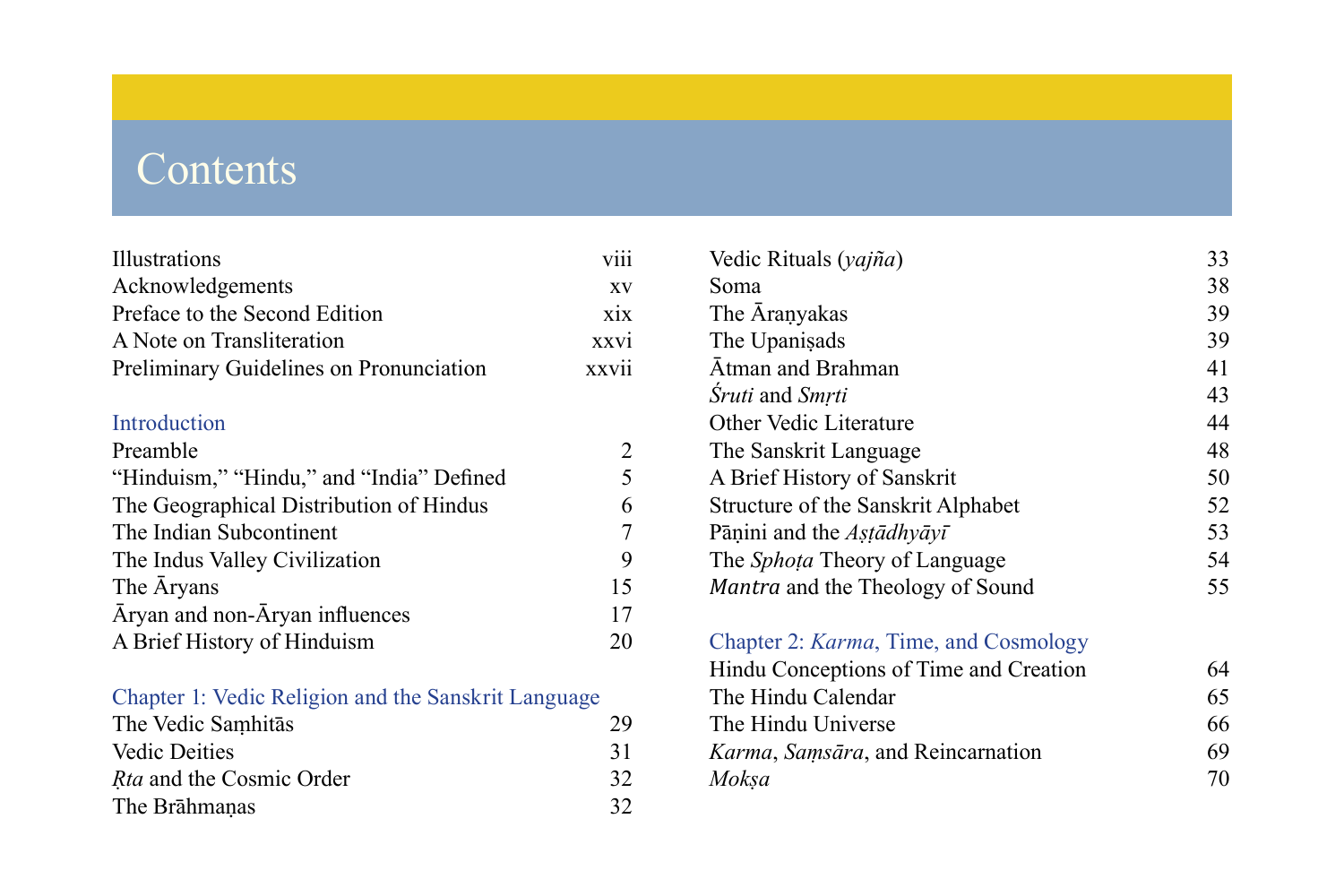# Contents

| | |
|---|---|
| Illustrations | viii |
| Acknowledgements | xv |
| Preface to the Second Edition | xix |
| A Note on Transliteration | xxvi |
| Preliminary Guidelines on Pronunciation | xxvii |

## Introduction

| | |
|---|---|
| Preamble | 2 |
| “Hinduism,” “Hindu,” and “India” Defined | 5 |
| The Geographical Distribution of Hindus | 6 |
| The Indian Subcontinent | 7 |
| The Indus Valley Civilization | 9 |
| The Āryans | 15 |
| Āryan and non-Āryan influences | 17 |
| A Brief History of Hinduism | 20 |

## Chapter 1: Vedic Religion and the Sanskrit Language

| | |
|---|---|
| The Vedic Saṃhitās | 29 |
| Vedic Deities | 31 |
| *Ṛta* and the Cosmic Order | 32 |
| The Brāhmaṇas | 32 |
| Vedic Rituals (*yajña*) | 33 |
| Soma | 38 |
| The Āraṇyakas | 39 |
| The Upaniṣads | 39 |
| Ātman and Brahman | 41 |
| *Śruti* and *Smṛti* | 43 |
| Other Vedic Literature | 44 |
| The Sanskrit Language | 48 |
| A Brief History of Sanskrit | 50 |
| Structure of the Sanskrit Alphabet | 52 |
| Pāṇini and the *Aṣṭādhyāyī* | 53 |
| The *Sphoṭa* Theory of Language | 54 |
| *Mantra* and the Theology of Sound | 55 |

## Chapter 2: *Karma*, Time, and Cosmology

| | |
|---|---|
| Hindu Conceptions of Time and Creation | 64 |
| The Hindu Calendar | 65 |
| The Hindu Universe | 66 |
| *Karma*, *Saṃsāra*, and Reincarnation | 69 |
| *Mokṣa* | 70 |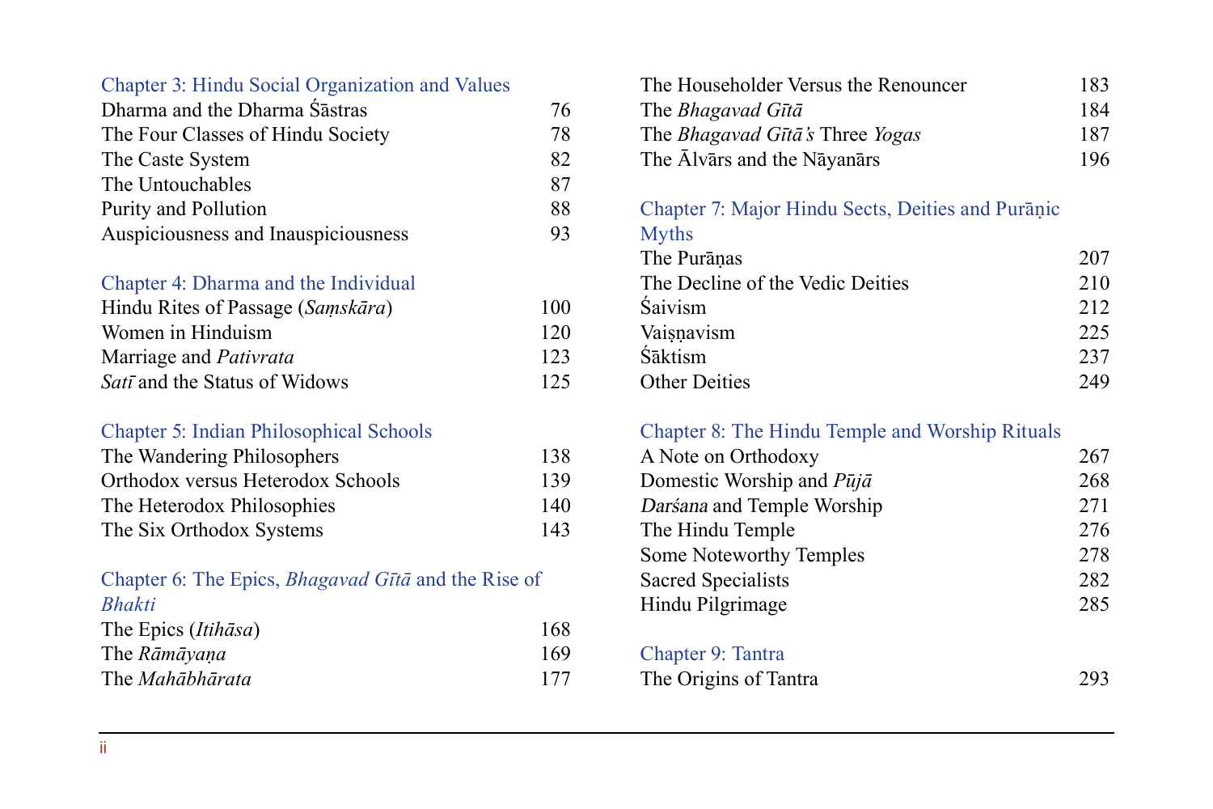## Chapter 3: Hindu Social Organization and Values

| | |
|---|---|
| Dharma and the Dharma Śāstras | 76 |
| The Four Classes of Hindu Society | 78 |
| The Caste System | 82 |
| The Untouchables | 87 |
| Purity and Pollution | 88 |
| Auspiciousness and Inauspiciousness | 93 |

## Chapter 4: Dharma and the Individual

| | |
|---|---|
| Hindu Rites of Passage (*Saṃskāra*) | 100 |
| Women in Hinduism | 120 |
| Marriage and *Pativrata* | 123 |
| *Satī* and the Status of Widows | 125 |

## Chapter 5: Indian Philosophical Schools

| | |
|---|---|
| The Wandering Philosophers | 138 |
| Orthodox versus Heterodox Schools | 139 |
| The Heterodox Philosophies | 140 |
| The Six Orthodox Systems | 143 |

## Chapter 6: The Epics, *Bhagavad Gītā* and the Rise of *Bhakti*

| | |
|---|---|
| The Epics (*Itihāsa*) | 168 |
| The *Rāmāyaṇa* | 169 |
| The *Mahābhārata* | 177 |
| The Householder Versus the Renouncer | 183 |
| The *Bhagavad Gītā* | 184 |
| The *Bhagavad Gītā's* Three *Yogas* | 187 |
| The Ālvārs and the Nāyanārs | 196 |

## Chapter 7: Major Hindu Sects, Deities and Purāṇic Myths

| | |
|---|---|
| The Purāṇas | 207 |
| The Decline of the Vedic Deities | 210 |
| Śaivism | 212 |
| Vaiṣṇavism | 225 |
| Śāktism | 237 |
| Other Deities | 249 |

## Chapter 8: The Hindu Temple and Worship Rituals

| | |
|---|---|
| A Note on Orthodoxy | 267 |
| Domestic Worship and *Pūjā* | 268 |
| *Darśana* and Temple Worship | 271 |
| The Hindu Temple | 276 |
| Some Noteworthy Temples | 278 |
| Sacred Specialists | 282 |
| Hindu Pilgrimage | 285 |

## Chapter 9: Tantra

| | |
|---|---|
| The Origins of Tantra | 293 |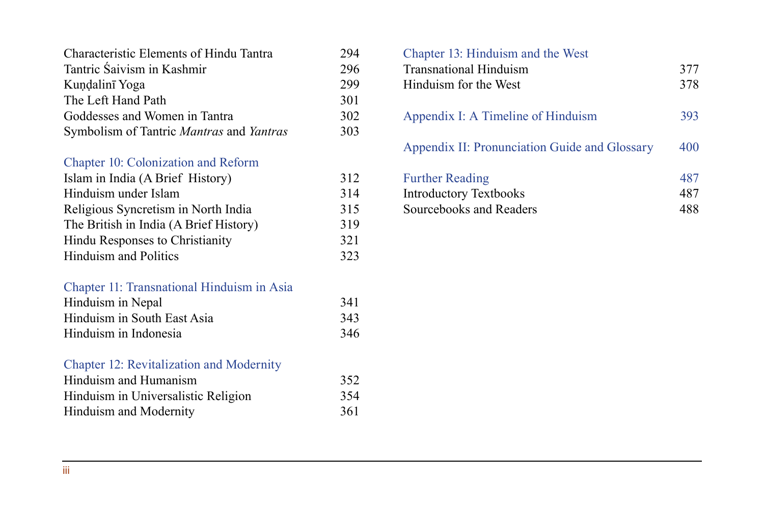| | |
|---|---|
| Characteristic Elements of Hindu Tantra | 294 |
| Tantric Śaivism in Kashmir | 296 |
| Kuṇḍalinī Yoga | 299 |
| The Left Hand Path | 301 |
| Goddesses and Women in Tantra | 302 |
| Symbolism of Tantric *Mantras* and *Yantras* | 303 |
| **Chapter 10: Colonization and Reform** | |
| Islam in India (A Brief History) | 312 |
| Hinduism under Islam | 314 |
| Religious Syncretism in North India | 315 |
| The British in India (A Brief History) | 319 |
| Hindu Responses to Christianity | 321 |
| Hinduism and Politics | 323 |
| **Chapter 11: Transnational Hinduism in Asia** | |
| Hinduism in Nepal | 341 |
| Hinduism in South East Asia | 343 |
| Hinduism in Indonesia | 346 |
| **Chapter 12: Revitalization and Modernity** | |
| Hinduism and Humanism | 352 |
| Hinduism in Universalistic Religion | 354 |
| Hinduism and Modernity | 361 |
| **Chapter 13: Hinduism and the West** | |
| Transnational Hinduism | 377 |
| Hinduism for the West | 378 |
| **Appendix I: A Timeline of Hinduism** | 393 |
| **Appendix II: Pronunciation Guide and Glossary** | 400 |
| **Further Reading** | 487 |
| Introductory Textbooks | 487 |
| Sourcebooks and Readers | 488 |